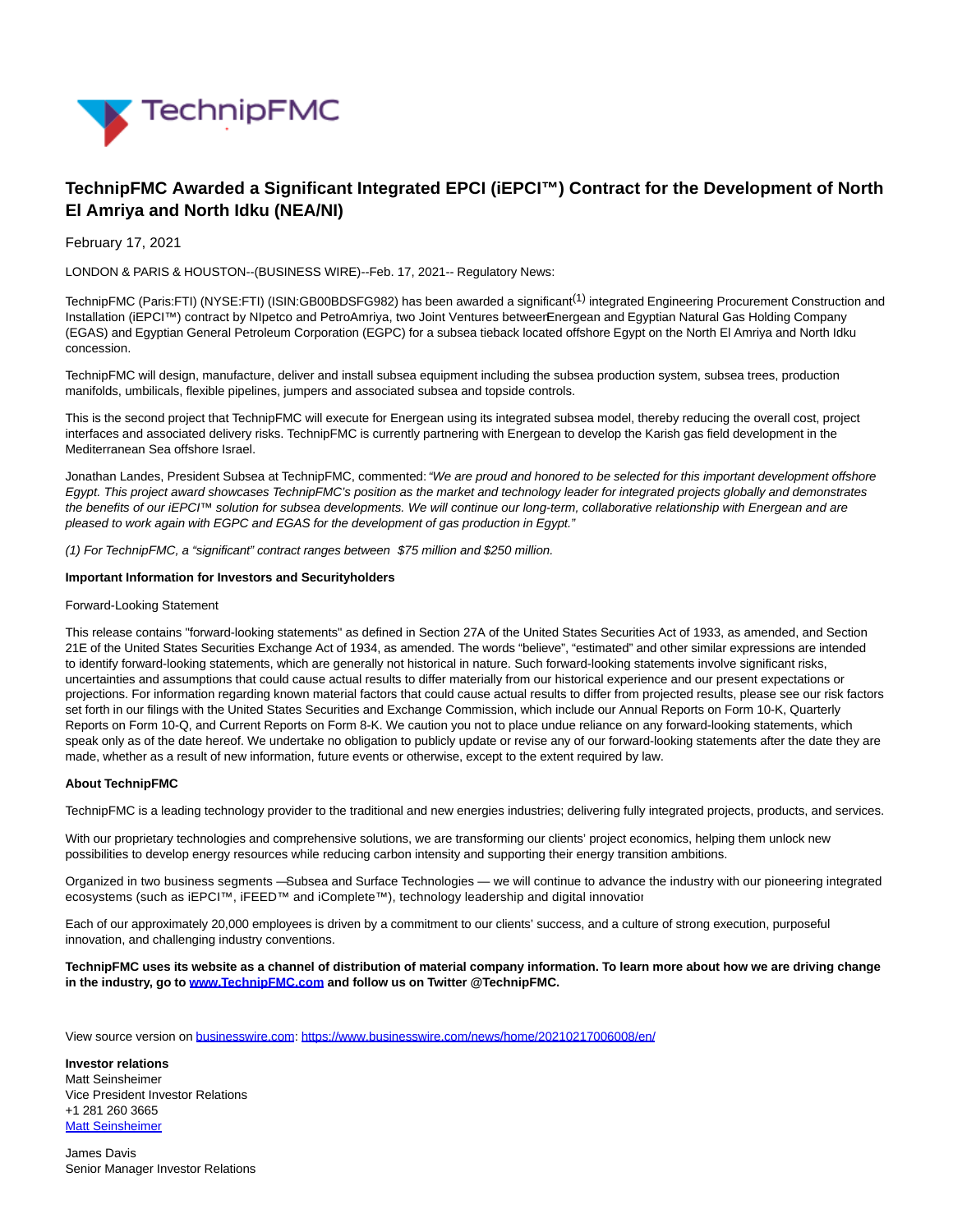# TechnipFMC Awarded a Significant Integrated EPCI (iEPCI™) Contract for the Development of North El Amriya and North Idku (NEA/NI)

February 17, 2021

LONDON & PARIS & HOUSTON--(BUSINESS WIRE)--Feb. 17, 2021-- Regulatory News:

TechnipFMC (Paris:FTI) (NYSE:FTI) (ISIN:GB00BDSFG982) has been awarded a significant(1) integrated Engineering Procurement Construction and Installation (iEPCI™) contract by NIpetco and PetroAmriya, two Joint Ventures between Energean and Egyptian Natural Gas Holding Company (EGAS) and Egyptian General Petroleum Corporation (EGPC) for a subsea tieback located offshore Egypt on the North El Amriya and North Idku concession.

TechnipFMC will design, manufacture, deliver and install subsea equipment including the subsea production system, subsea trees, production manifolds, umbilicals, flexible pipelines, jumpers and associated subsea and topside controls.

This is the second project that TechnipFMC will execute for Energean using its integrated subsea model, thereby reducing the overall cost, project interfaces and associated delivery risks. TechnipFMC is currently partnering with Energean to develop the Karish gas field development in the Mediterranean Sea offshore Israel.

Jonathan Landes, President Subsea at TechnipFMC, commented: *"We are proud and honored to be selected for this important development offshore Egypt. This project award showcases TechnipFMC's position as the market and technology leader for integrated projects globally and demonstrates the benefits of our iEPCI™ solution for subsea developments. We will continue our long-term, collaborative relationship with Energean and are pleased to work again with EGPC and EGAS for the development of gas production in Egypt."*

*(1) For TechnipFMC, a "significant" contract ranges between $75 million and $250 million.*

**Important Information for Investors and Securityholders**

Forward-Looking Statement

This release contains "forward-looking statements" as defined in Section 27A of the United States Securities Act of 1933, as amended, and Section 21E of the United States Securities Exchange Act of 1934, as amended. The words "believe", "estimated" and other similar expressions are intended to identify forward-looking statements, which are generally not historical in nature. Such forward-looking statements involve significant risks, uncertainties and assumptions that could cause actual results to differ materially from our historical experience and our present expectations or projections. For information regarding known material factors that could cause actual results to differ from projected results, please see our risk factors set forth in our filings with the United States Securities and Exchange Commission, which include our Annual Reports on Form 10-K, Quarterly Reports on Form 10-Q, and Current Reports on Form 8-K. We caution you not to place undue reliance on any forward-looking statements, which speak only as of the date hereof. We undertake no obligation to publicly update or revise any of our forward-looking statements after the date they are made, whether as a result of new information, future events or otherwise, except to the extent required by law.

**About TechnipFMC**

TechnipFMC is a leading technology provider to the traditional and new energies industries; delivering fully integrated projects, products, and services.

With our proprietary technologies and comprehensive solutions, we are transforming our clients' project economics, helping them unlock new possibilities to develop energy resources while reducing carbon intensity and supporting their energy transition ambitions.

Organized in two business segments — Subsea and Surface Technologies — we will continue to advance the industry with our pioneering integrated ecosystems (such as iEPCI™, iFEED™ and iComplete™), technology leadership and digital innovation.

Each of our approximately 20,000 employees is driven by a commitment to our clients' success, and a culture of strong execution, purposeful innovation, and challenging industry conventions.

**TechnipFMC uses its website as a channel of distribution of material company information. To learn more about how we are driving change in the industry, go to www.TechnipFMC.com and follow us on Twitter @TechnipFMC.**

View source version on businesswire.com: https://www.businesswire.com/news/home/20210217006008/en/

**Investor relations**
Matt Seinsheimer
Vice President Investor Relations
+1 281 260 3665
Matt Seinsheimer

James Davis
Senior Manager Investor Relations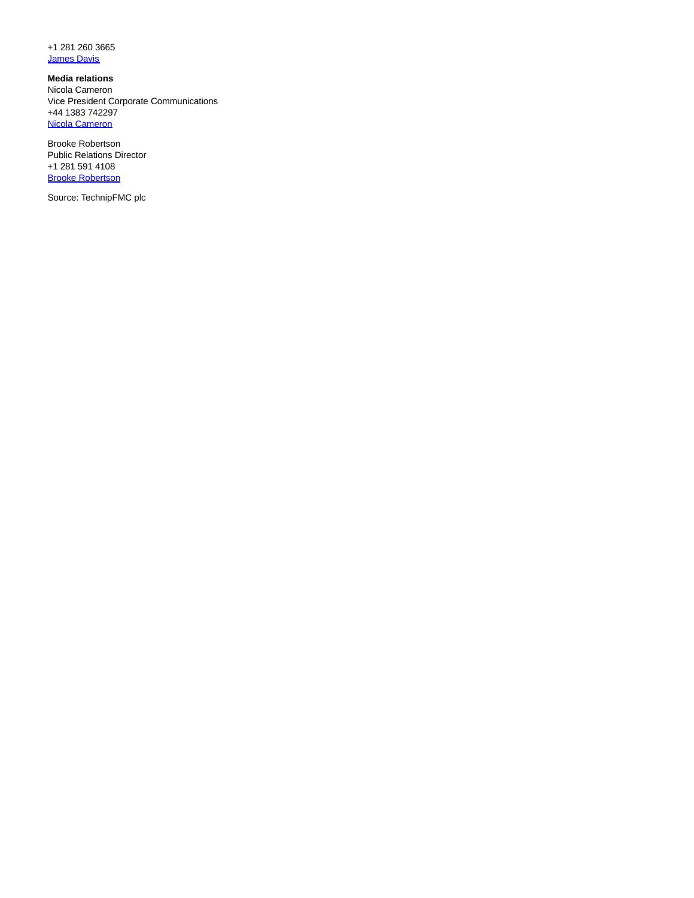+1 281 260 3665
James Davis

**Media relations**
Nicola Cameron
Vice President Corporate Communications
+44 1383 742297
Nicola Cameron

Brooke Robertson
Public Relations Director
+1 281 591 4108
Brooke Robertson

Source: TechnipFMC plc